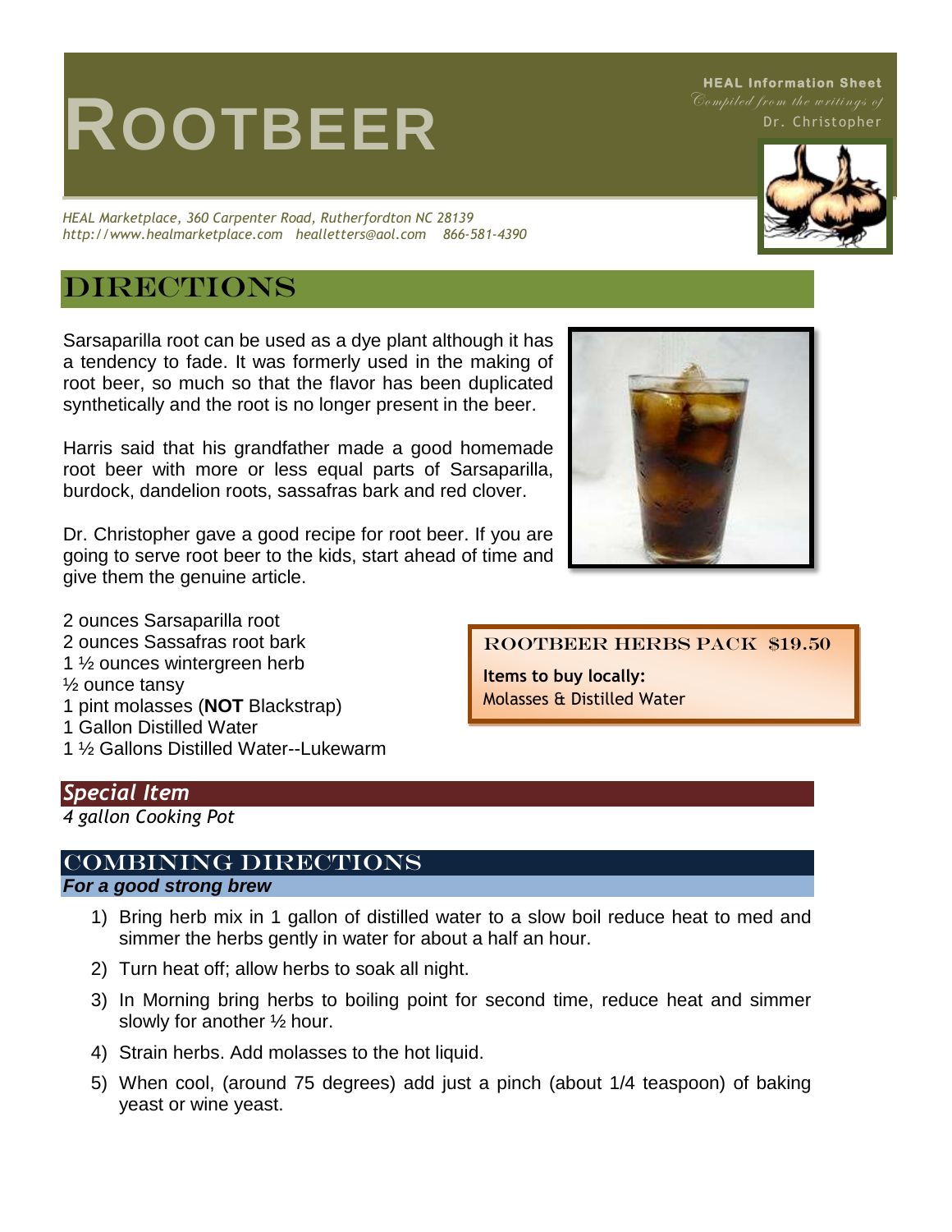# ROOTBEER

**HEAL Information Sheet**
*Compiled from the writings of*
Dr. Christopher

*HEAL Marketplace, 360 Carpenter Road, Rutherfordton NC 28139*
*http://www.healmarketplace.com healletters@aol.com 866-581-4390*

## DIRECTIONS

Sarsaparilla root can be used as a dye plant although it has a tendency to fade. It was formerly used in the making of root beer, so much so that the flavor has been duplicated synthetically and the root is no longer present in the beer.

Harris said that his grandfather made a good homemade root beer with more or less equal parts of Sarsaparilla, burdock, dandelion roots, sassafras bark and red clover.

Dr. Christopher gave a good recipe for root beer. If you are going to serve root beer to the kids, start ahead of time and give them the genuine article.

2 ounces Sarsaparilla root
2 ounces Sassafras root bark
1 ½ ounces wintergreen herb
½ ounce tansy
1 pint molasses (**NOT** Blackstrap)
1 Gallon Distilled Water
1 ½ Gallons Distilled Water--Lukewarm

### ROOTBEER HERBS PACK $19.50

**Items to buy locally:**
Molasses & Distilled Water

### *Special Item*

*4 gallon Cooking Pot*

## COMBINING DIRECTIONS

***For a good strong brew***

1) Bring herb mix in 1 gallon of distilled water to a slow boil reduce heat to med and simmer the herbs gently in water for about a half an hour.
2) Turn heat off; allow herbs to soak all night.
3) In Morning bring herbs to boiling point for second time, reduce heat and simmer slowly for another ½ hour.
4) Strain herbs. Add molasses to the hot liquid.
5) When cool, (around 75 degrees) add just a pinch (about 1/4 teaspoon) of baking yeast or wine yeast.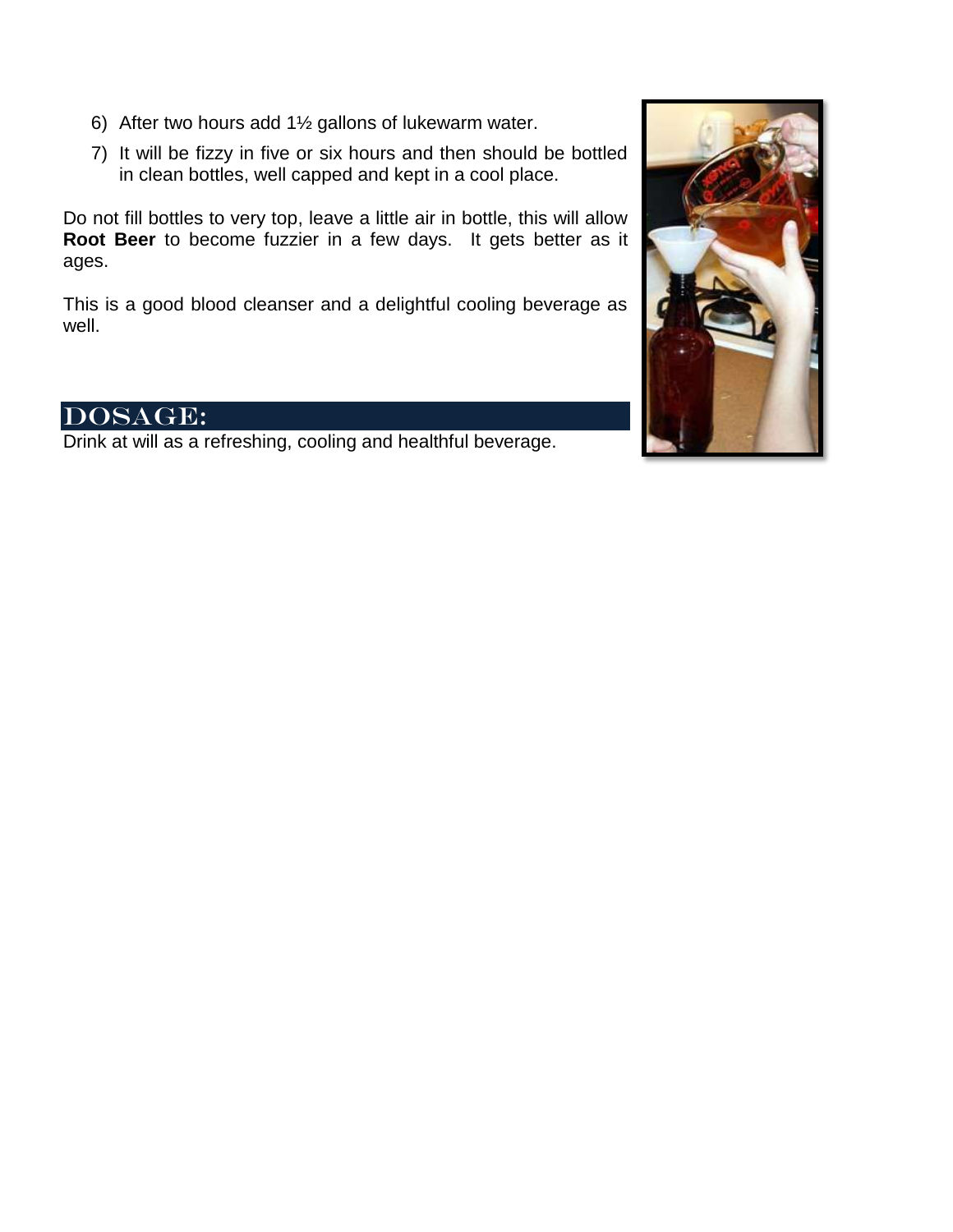6) After two hours add 1½ gallons of lukewarm water.
7) It will be fizzy in five or six hours and then should be bottled in clean bottles, well capped and kept in a cool place.

Do not fill bottles to very top, leave a little air in bottle, this will allow **Root Beer** to become fuzzier in a few days. It gets better as it ages.

This is a good blood cleanser and a delightful cooling beverage as well.

## DOSAGE:

Drink at will as a refreshing, cooling and healthful beverage.